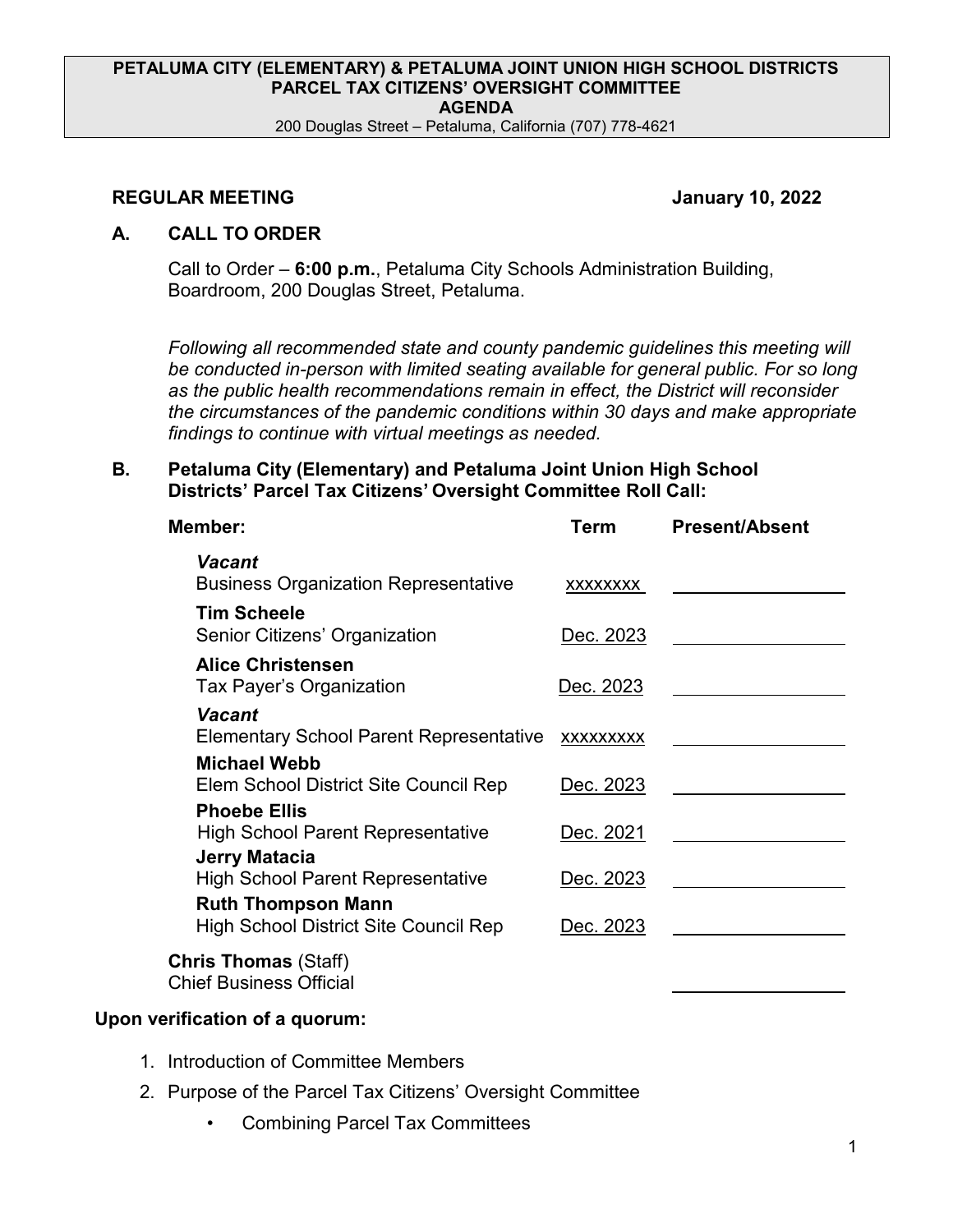**PETALUMA CITY (ELEMENTARY) & PETALUMA JOINT UNION HIGH SCHOOL DISTRICTS**
**PARCEL TAX CITIZENS' OVERSIGHT COMMITTEE**
**AGENDA**
200 Douglas Street – Petaluma, California (707) 778-4621

**REGULAR MEETING** **January 10, 2022**

## A. CALL TO ORDER

Call to Order – **6:00 p.m.**, Petaluma City Schools Administration Building, Boardroom, 200 Douglas Street, Petaluma.

*Following all recommended state and county pandemic guidelines this meeting will be conducted in-person with limited seating available for general public. For so long as the public health recommendations remain in effect, the District will reconsider the circumstances of the pandemic conditions within 30 days and make appropriate findings to continue with virtual meetings as needed.*

## B. Petaluma City (Elementary) and Petaluma Joint Union High School Districts' Parcel Tax Citizens' Oversight Committee Roll Call:

| Member: | Term | Present/Absent |
|---|---|---|
| ***Vacant*** Business Organization Representative | xxxxxxxx | |
| **Tim Scheele** Senior Citizens' Organization | Dec. 2023 | |
| **Alice Christensen** Tax Payer's Organization | Dec. 2023 | |
| ***Vacant*** Elementary School Parent Representative | xxxxxxxxx | |
| **Michael Webb** Elem School District Site Council Rep | Dec. 2023 | |
| **Phoebe Ellis** High School Parent Representative | Dec. 2021 | |
| **Jerry Matacia** High School Parent Representative | Dec. 2023 | |
| **Ruth Thompson Mann** High School District Site Council Rep | Dec. 2023 | |
| **Chris Thomas** (Staff) Chief Business Official | | |

**Upon verification of a quorum:**

1. Introduction of Committee Members
2. Purpose of the Parcel Tax Citizens' Oversight Committee
   - Combining Parcel Tax Committees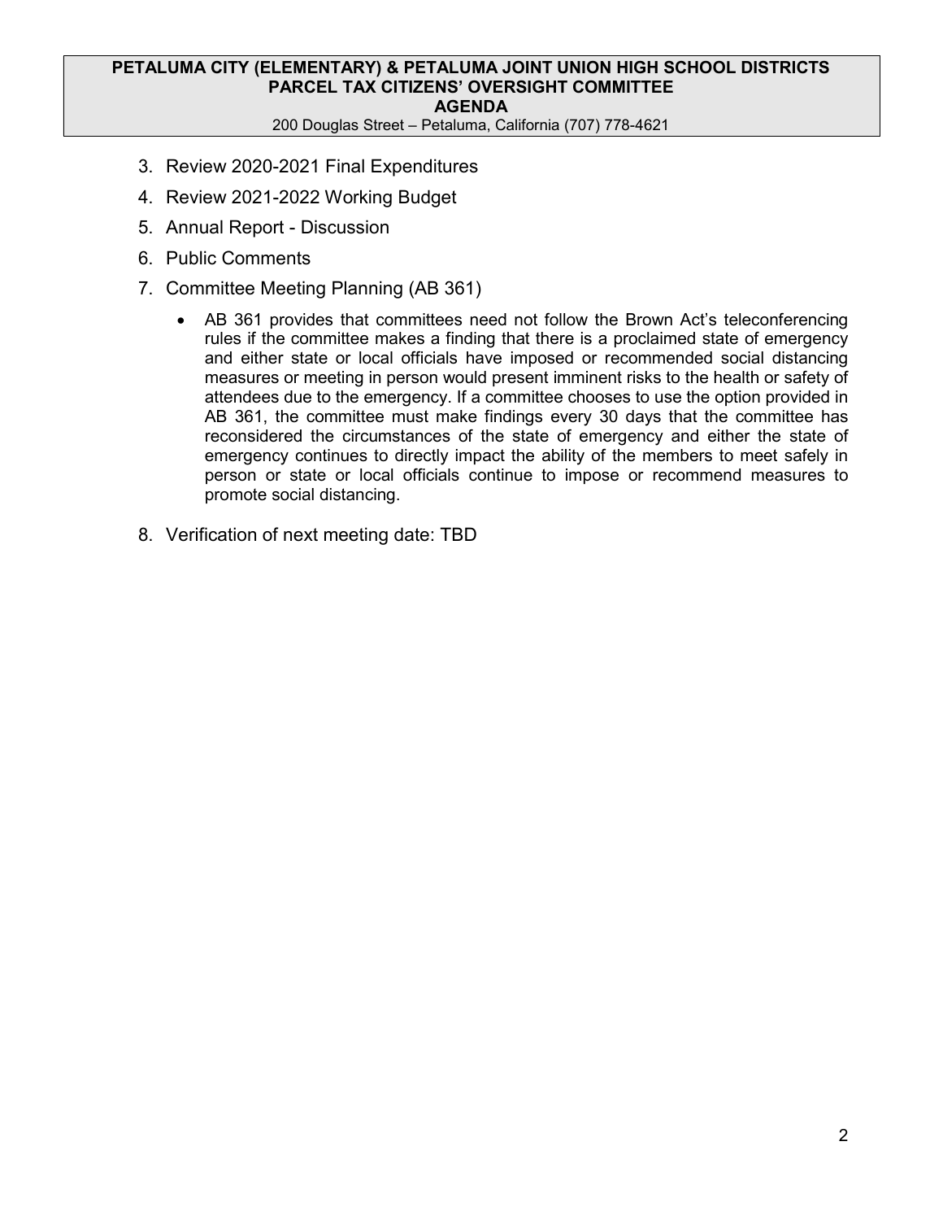3. Review 2020-2021 Final Expenditures
4. Review 2021-2022 Working Budget
5. Annual Report - Discussion
6. Public Comments
7. Committee Meeting Planning (AB 361)
    - AB 361 provides that committees need not follow the Brown Act's teleconferencing rules if the committee makes a finding that there is a proclaimed state of emergency and either state or local officials have imposed or recommended social distancing measures or meeting in person would present imminent risks to the health or safety of attendees due to the emergency. If a committee chooses to use the option provided in AB 361, the committee must make findings every 30 days that the committee has reconsidered the circumstances of the state of emergency and either the state of emergency continues to directly impact the ability of the members to meet safely in person or state or local officials continue to impose or recommend measures to promote social distancing.
8. Verification of next meeting date: TBD